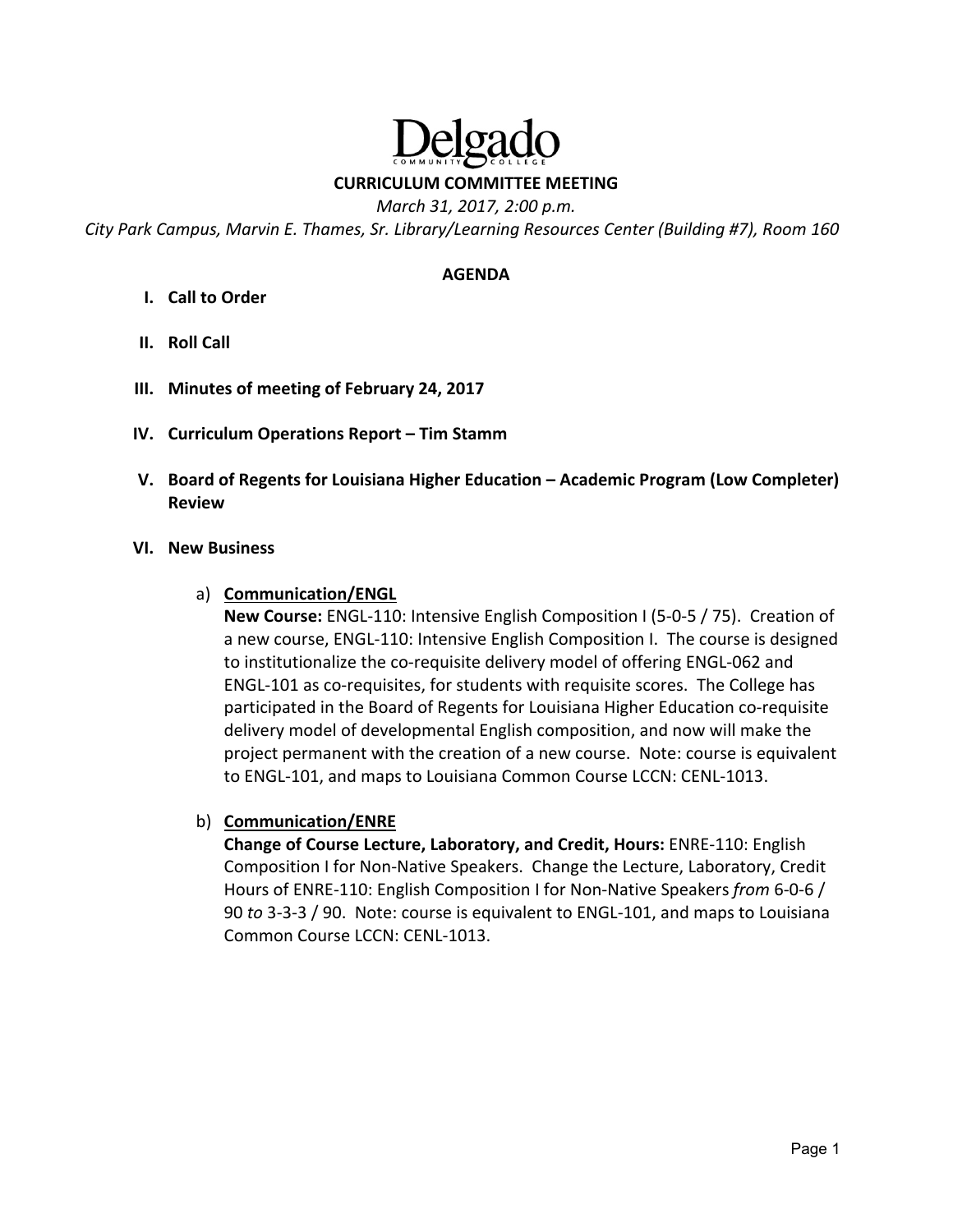# Delgado Community College

## CURRICULUM COMMITTEE MEETING

*March 31, 2017, 2:00 p.m.*

*City Park Campus, Marvin E. Thames, Sr. Library/Learning Resources Center (Building #7), Room 160*

### AGENDA

**I. Call to Order**

**II. Roll Call**

**III. Minutes of meeting of February 24, 2017**

**IV. Curriculum Operations Report – Tim Stamm**

**V. Board of Regents for Louisiana Higher Education – Academic Program (Low Completer) Review**

**VI. New Business**

a) **Communication/ENGL**

**New Course:** ENGL-110: Intensive English Composition I (5-0-5 / 75). Creation of a new course, ENGL-110: Intensive English Composition I. The course is designed to institutionalize the co-requisite delivery model of offering ENGL-062 and ENGL-101 as co-requisites, for students with requisite scores. The College has participated in the Board of Regents for Louisiana Higher Education co-requisite delivery model of developmental English composition, and now will make the project permanent with the creation of a new course. Note: course is equivalent to ENGL-101, and maps to Louisiana Common Course LCCN: CENL-1013.

b) **Communication/ENRE**

**Change of Course Lecture, Laboratory, and Credit, Hours:** ENRE-110: English Composition I for Non-Native Speakers. Change the Lecture, Laboratory, Credit Hours of ENRE-110: English Composition I for Non-Native Speakers *from* 6-0-6 / 90 *to* 3-3-3 / 90. Note: course is equivalent to ENGL-101, and maps to Louisiana Common Course LCCN: CENL-1013.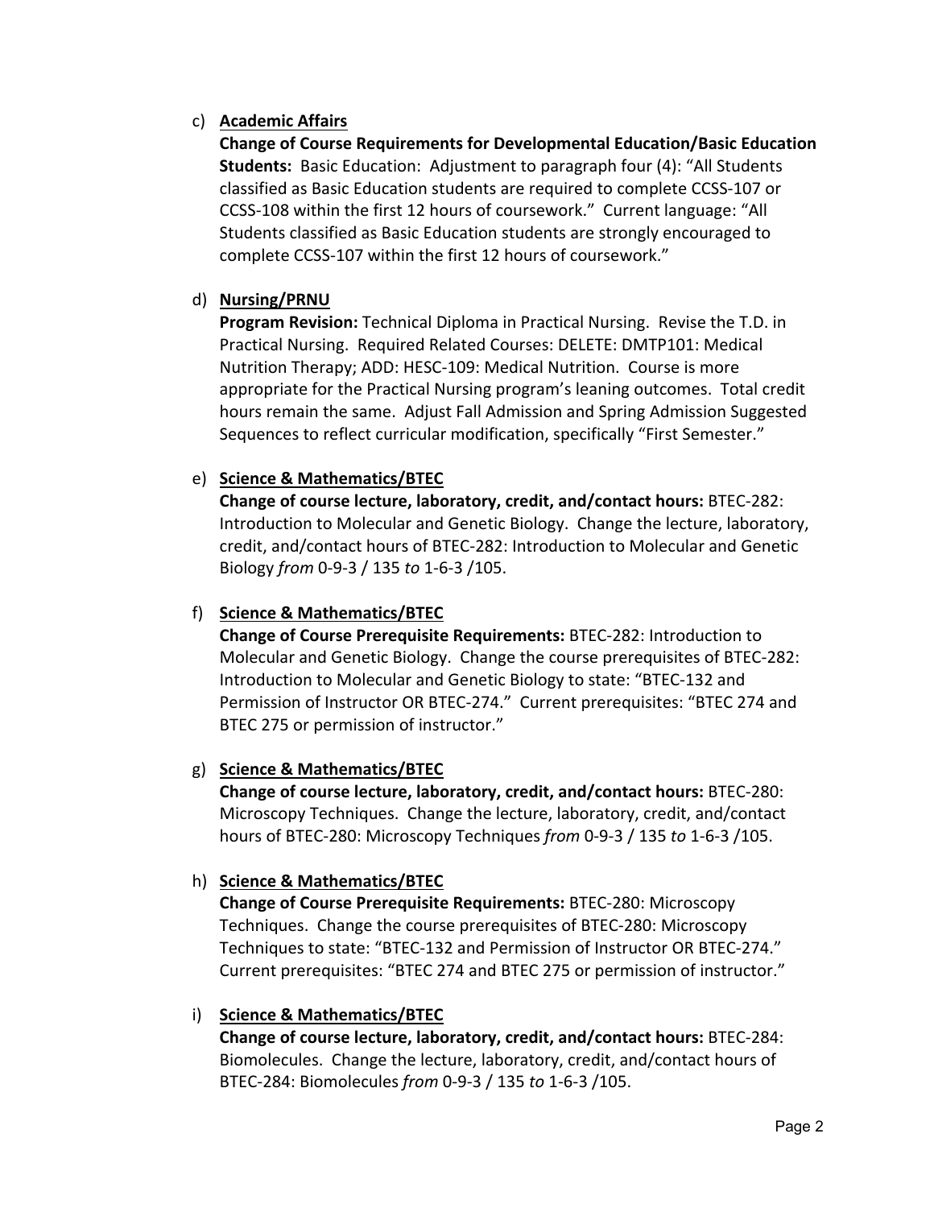c) **Academic Affairs**

   **Change of Course Requirements for Developmental Education/Basic Education Students:** Basic Education: Adjustment to paragraph four (4): "All Students classified as Basic Education students are required to complete CCSS-107 or CCSS-108 within the first 12 hours of coursework." Current language: "All Students classified as Basic Education students are strongly encouraged to complete CCSS-107 within the first 12 hours of coursework."

d) **Nursing/PRNU**

   **Program Revision:** Technical Diploma in Practical Nursing. Revise the T.D. in Practical Nursing. Required Related Courses: DELETE: DMTP101: Medical Nutrition Therapy; ADD: HESC-109: Medical Nutrition. Course is more appropriate for the Practical Nursing program's leaning outcomes. Total credit hours remain the same. Adjust Fall Admission and Spring Admission Suggested Sequences to reflect curricular modification, specifically "First Semester."

e) **Science & Mathematics/BTEC**

   **Change of course lecture, laboratory, credit, and/contact hours:** BTEC-282: Introduction to Molecular and Genetic Biology. Change the lecture, laboratory, credit, and/contact hours of BTEC-282: Introduction to Molecular and Genetic Biology *from* 0-9-3 / 135 *to* 1-6-3 /105.

f) **Science & Mathematics/BTEC**

   **Change of Course Prerequisite Requirements:** BTEC-282: Introduction to Molecular and Genetic Biology. Change the course prerequisites of BTEC-282: Introduction to Molecular and Genetic Biology to state: "BTEC-132 and Permission of Instructor OR BTEC-274." Current prerequisites: "BTEC 274 and BTEC 275 or permission of instructor."

g) **Science & Mathematics/BTEC**

   **Change of course lecture, laboratory, credit, and/contact hours:** BTEC-280: Microscopy Techniques. Change the lecture, laboratory, credit, and/contact hours of BTEC-280: Microscopy Techniques *from* 0-9-3 / 135 *to* 1-6-3 /105.

h) **Science & Mathematics/BTEC**

   **Change of Course Prerequisite Requirements:** BTEC-280: Microscopy Techniques. Change the course prerequisites of BTEC-280: Microscopy Techniques to state: "BTEC-132 and Permission of Instructor OR BTEC-274." Current prerequisites: "BTEC 274 and BTEC 275 or permission of instructor."

i) **Science & Mathematics/BTEC**

   **Change of course lecture, laboratory, credit, and/contact hours:** BTEC-284: Biomolecules. Change the lecture, laboratory, credit, and/contact hours of BTEC-284: Biomolecules *from* 0-9-3 / 135 *to* 1-6-3 /105.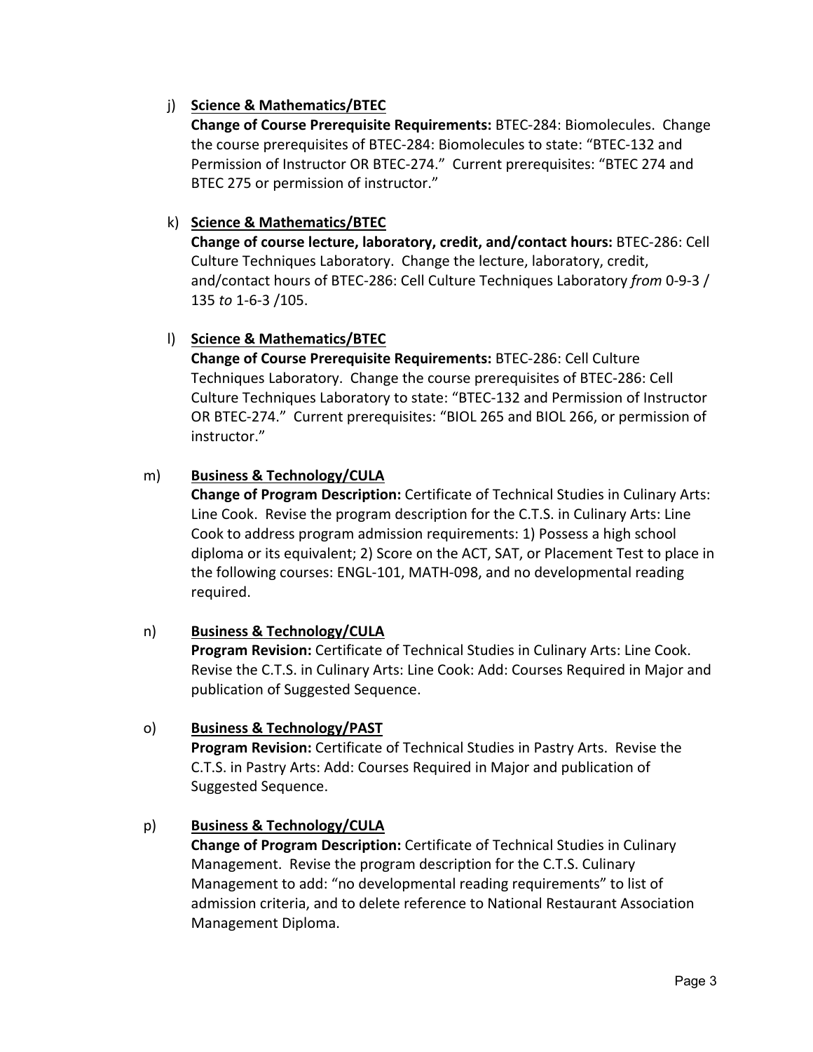j) **Science & Mathematics/BTEC**

**Change of Course Prerequisite Requirements:** BTEC-284: Biomolecules. Change the course prerequisites of BTEC-284: Biomolecules to state: "BTEC-132 and Permission of Instructor OR BTEC-274." Current prerequisites: "BTEC 274 and BTEC 275 or permission of instructor."

k) **Science & Mathematics/BTEC**

**Change of course lecture, laboratory, credit, and/contact hours:** BTEC-286: Cell Culture Techniques Laboratory. Change the lecture, laboratory, credit, and/contact hours of BTEC-286: Cell Culture Techniques Laboratory *from* 0-9-3 / 135 *to* 1-6-3 /105.

l) **Science & Mathematics/BTEC**

**Change of Course Prerequisite Requirements:** BTEC-286: Cell Culture Techniques Laboratory. Change the course prerequisites of BTEC-286: Cell Culture Techniques Laboratory to state: "BTEC-132 and Permission of Instructor OR BTEC-274." Current prerequisites: "BIOL 265 and BIOL 266, or permission of instructor."

m) **Business & Technology/CULA**

**Change of Program Description:** Certificate of Technical Studies in Culinary Arts: Line Cook. Revise the program description for the C.T.S. in Culinary Arts: Line Cook to address program admission requirements: 1) Possess a high school diploma or its equivalent; 2) Score on the ACT, SAT, or Placement Test to place in the following courses: ENGL-101, MATH-098, and no developmental reading required.

n) **Business & Technology/CULA**

**Program Revision:** Certificate of Technical Studies in Culinary Arts: Line Cook. Revise the C.T.S. in Culinary Arts: Line Cook: Add: Courses Required in Major and publication of Suggested Sequence.

o) **Business & Technology/PAST**

**Program Revision:** Certificate of Technical Studies in Pastry Arts. Revise the C.T.S. in Pastry Arts: Add: Courses Required in Major and publication of Suggested Sequence.

p) **Business & Technology/CULA**

**Change of Program Description:** Certificate of Technical Studies in Culinary Management. Revise the program description for the C.T.S. Culinary Management to add: "no developmental reading requirements" to list of admission criteria, and to delete reference to National Restaurant Association Management Diploma.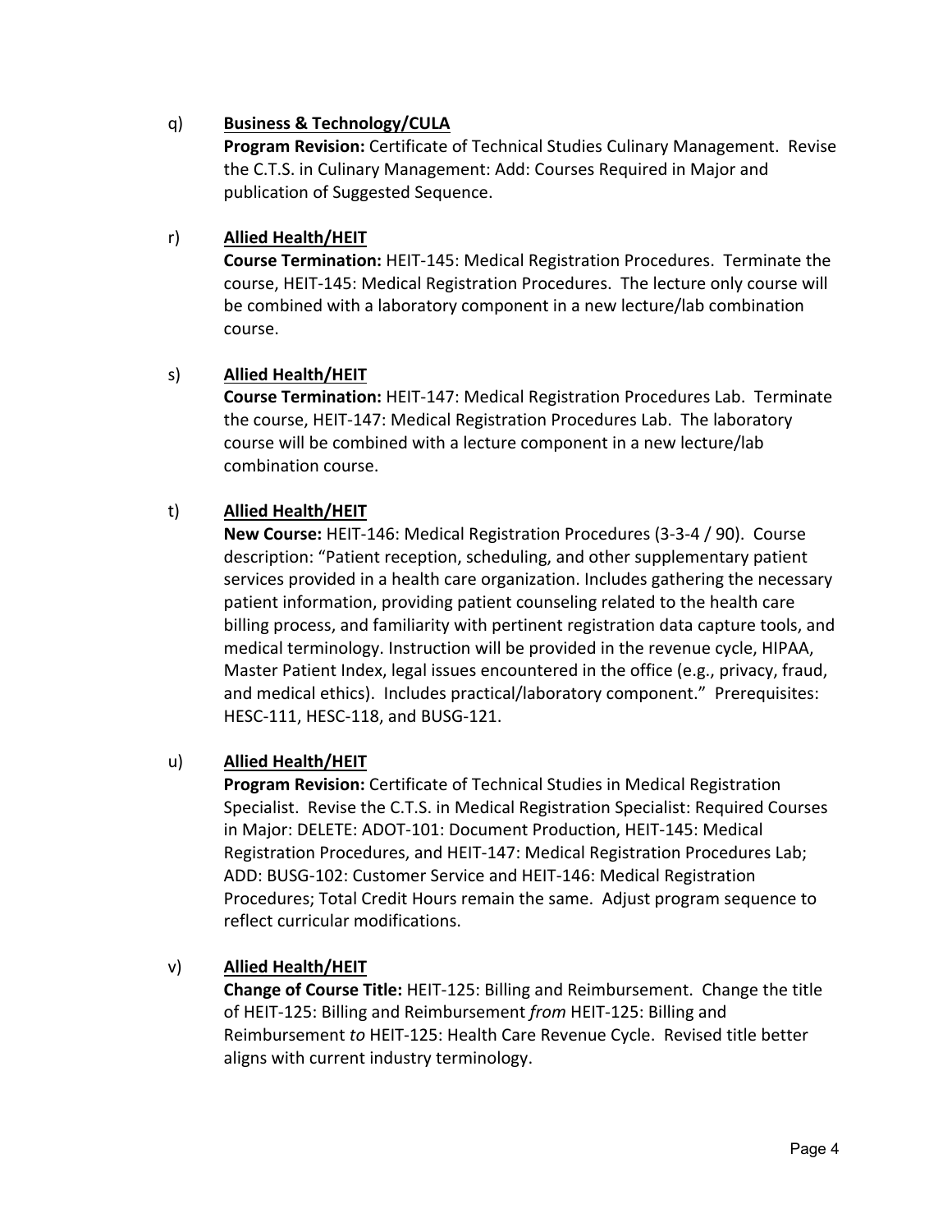q) **Business & Technology/CULA**

**Program Revision:** Certificate of Technical Studies Culinary Management. Revise the C.T.S. in Culinary Management: Add: Courses Required in Major and publication of Suggested Sequence.

r) **Allied Health/HEIT**

**Course Termination:** HEIT-145: Medical Registration Procedures. Terminate the course, HEIT-145: Medical Registration Procedures. The lecture only course will be combined with a laboratory component in a new lecture/lab combination course.

s) **Allied Health/HEIT**

**Course Termination:** HEIT-147: Medical Registration Procedures Lab. Terminate the course, HEIT-147: Medical Registration Procedures Lab. The laboratory course will be combined with a lecture component in a new lecture/lab combination course.

t) **Allied Health/HEIT**

**New Course:** HEIT-146: Medical Registration Procedures (3-3-4 / 90). Course description: "Patient reception, scheduling, and other supplementary patient services provided in a health care organization. Includes gathering the necessary patient information, providing patient counseling related to the health care billing process, and familiarity with pertinent registration data capture tools, and medical terminology. Instruction will be provided in the revenue cycle, HIPAA, Master Patient Index, legal issues encountered in the office (e.g., privacy, fraud, and medical ethics). Includes practical/laboratory component." Prerequisites: HESC-111, HESC-118, and BUSG-121.

u) **Allied Health/HEIT**

**Program Revision:** Certificate of Technical Studies in Medical Registration Specialist. Revise the C.T.S. in Medical Registration Specialist: Required Courses in Major: DELETE: ADOT-101: Document Production, HEIT-145: Medical Registration Procedures, and HEIT-147: Medical Registration Procedures Lab; ADD: BUSG-102: Customer Service and HEIT-146: Medical Registration Procedures; Total Credit Hours remain the same. Adjust program sequence to reflect curricular modifications.

v) **Allied Health/HEIT**

**Change of Course Title:** HEIT-125: Billing and Reimbursement. Change the title of HEIT-125: Billing and Reimbursement *from* HEIT-125: Billing and Reimbursement *to* HEIT-125: Health Care Revenue Cycle. Revised title better aligns with current industry terminology.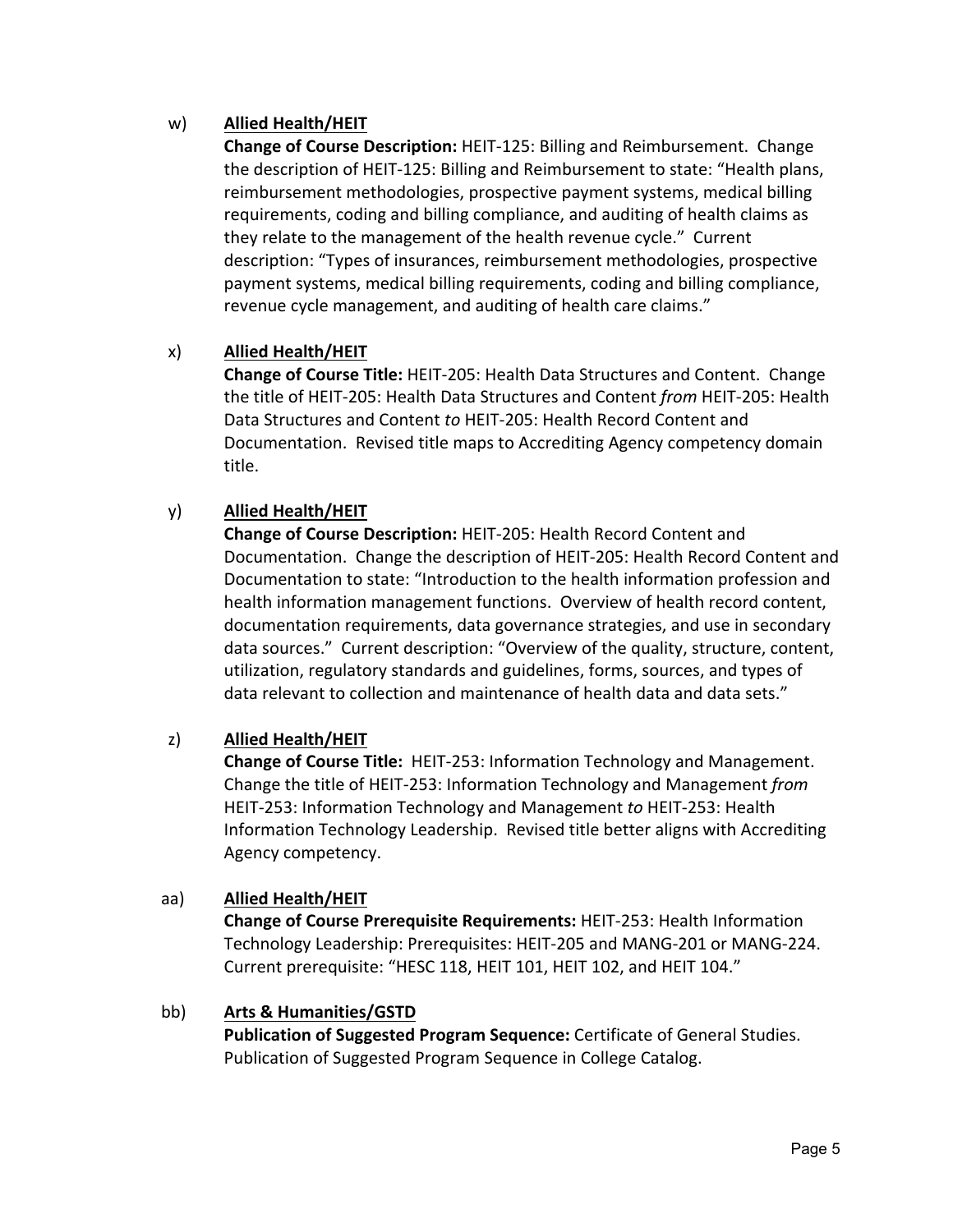w) **Allied Health/HEIT**

**Change of Course Description:** HEIT-125: Billing and Reimbursement. Change the description of HEIT-125: Billing and Reimbursement to state: "Health plans, reimbursement methodologies, prospective payment systems, medical billing requirements, coding and billing compliance, and auditing of health claims as they relate to the management of the health revenue cycle." Current description: "Types of insurances, reimbursement methodologies, prospective payment systems, medical billing requirements, coding and billing compliance, revenue cycle management, and auditing of health care claims."

x) **Allied Health/HEIT**

**Change of Course Title:** HEIT-205: Health Data Structures and Content. Change the title of HEIT-205: Health Data Structures and Content *from* HEIT-205: Health Data Structures and Content *to* HEIT-205: Health Record Content and Documentation. Revised title maps to Accrediting Agency competency domain title.

y) **Allied Health/HEIT**

**Change of Course Description:** HEIT-205: Health Record Content and Documentation. Change the description of HEIT-205: Health Record Content and Documentation to state: "Introduction to the health information profession and health information management functions. Overview of health record content, documentation requirements, data governance strategies, and use in secondary data sources." Current description: "Overview of the quality, structure, content, utilization, regulatory standards and guidelines, forms, sources, and types of data relevant to collection and maintenance of health data and data sets."

z) **Allied Health/HEIT**

**Change of Course Title:** HEIT-253: Information Technology and Management. Change the title of HEIT-253: Information Technology and Management *from* HEIT-253: Information Technology and Management *to* HEIT-253: Health Information Technology Leadership. Revised title better aligns with Accrediting Agency competency.

aa) **Allied Health/HEIT**

**Change of Course Prerequisite Requirements:** HEIT-253: Health Information Technology Leadership: Prerequisites: HEIT-205 and MANG-201 or MANG-224. Current prerequisite: "HESC 118, HEIT 101, HEIT 102, and HEIT 104."

bb) **Arts & Humanities/GSTD**

**Publication of Suggested Program Sequence:** Certificate of General Studies. Publication of Suggested Program Sequence in College Catalog.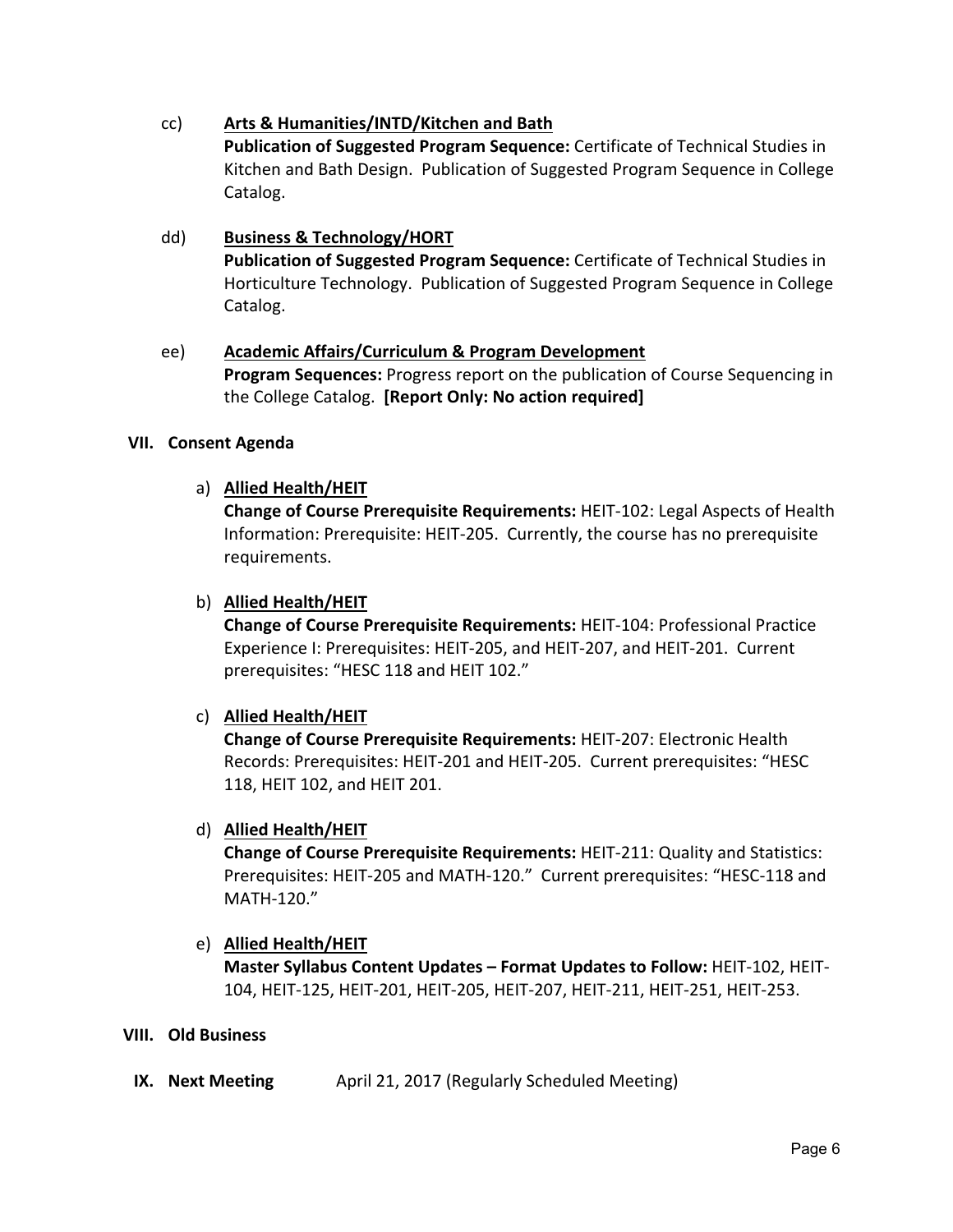cc) **Arts & Humanities/INTD/Kitchen and Bath**
**Publication of Suggested Program Sequence:** Certificate of Technical Studies in Kitchen and Bath Design. Publication of Suggested Program Sequence in College Catalog.

dd) **Business & Technology/HORT**
**Publication of Suggested Program Sequence:** Certificate of Technical Studies in Horticulture Technology. Publication of Suggested Program Sequence in College Catalog.

ee) **Academic Affairs/Curriculum & Program Development**
**Program Sequences:** Progress report on the publication of Course Sequencing in the College Catalog. **[Report Only: No action required]**

## VII. Consent Agenda

a) **Allied Health/HEIT**
**Change of Course Prerequisite Requirements:** HEIT-102: Legal Aspects of Health Information: Prerequisite: HEIT-205. Currently, the course has no prerequisite requirements.

b) **Allied Health/HEIT**
**Change of Course Prerequisite Requirements:** HEIT-104: Professional Practice Experience I: Prerequisites: HEIT-205, and HEIT-207, and HEIT-201. Current prerequisites: "HESC 118 and HEIT 102."

c) **Allied Health/HEIT**
**Change of Course Prerequisite Requirements:** HEIT-207: Electronic Health Records: Prerequisites: HEIT-201 and HEIT-205. Current prerequisites: "HESC 118, HEIT 102, and HEIT 201.

d) **Allied Health/HEIT**
**Change of Course Prerequisite Requirements:** HEIT-211: Quality and Statistics: Prerequisites: HEIT-205 and MATH-120." Current prerequisites: "HESC-118 and MATH-120."

e) **Allied Health/HEIT**
**Master Syllabus Content Updates – Format Updates to Follow:** HEIT-102, HEIT-104, HEIT-125, HEIT-201, HEIT-205, HEIT-207, HEIT-211, HEIT-251, HEIT-253.

## VIII. Old Business

## IX. Next Meeting

April 21, 2017 (Regularly Scheduled Meeting)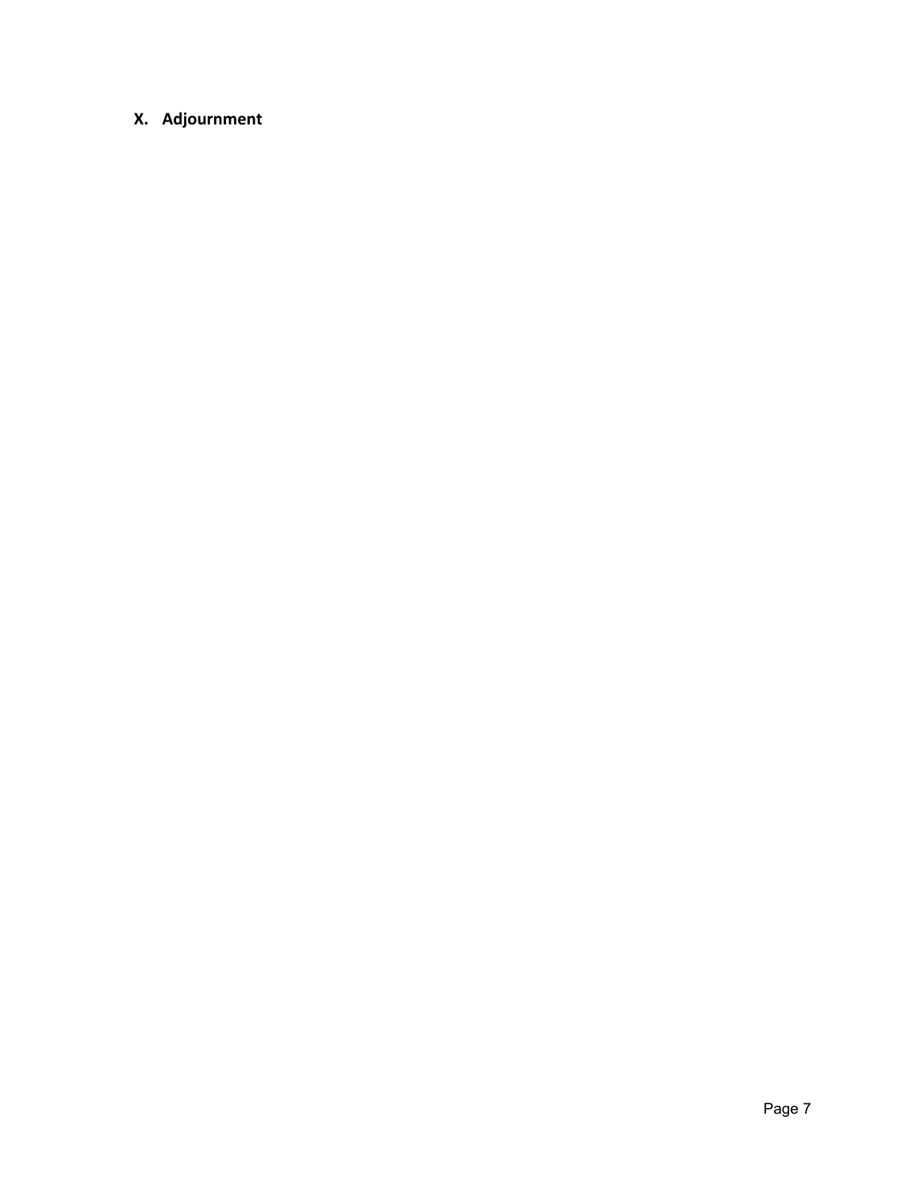## X. Adjournment